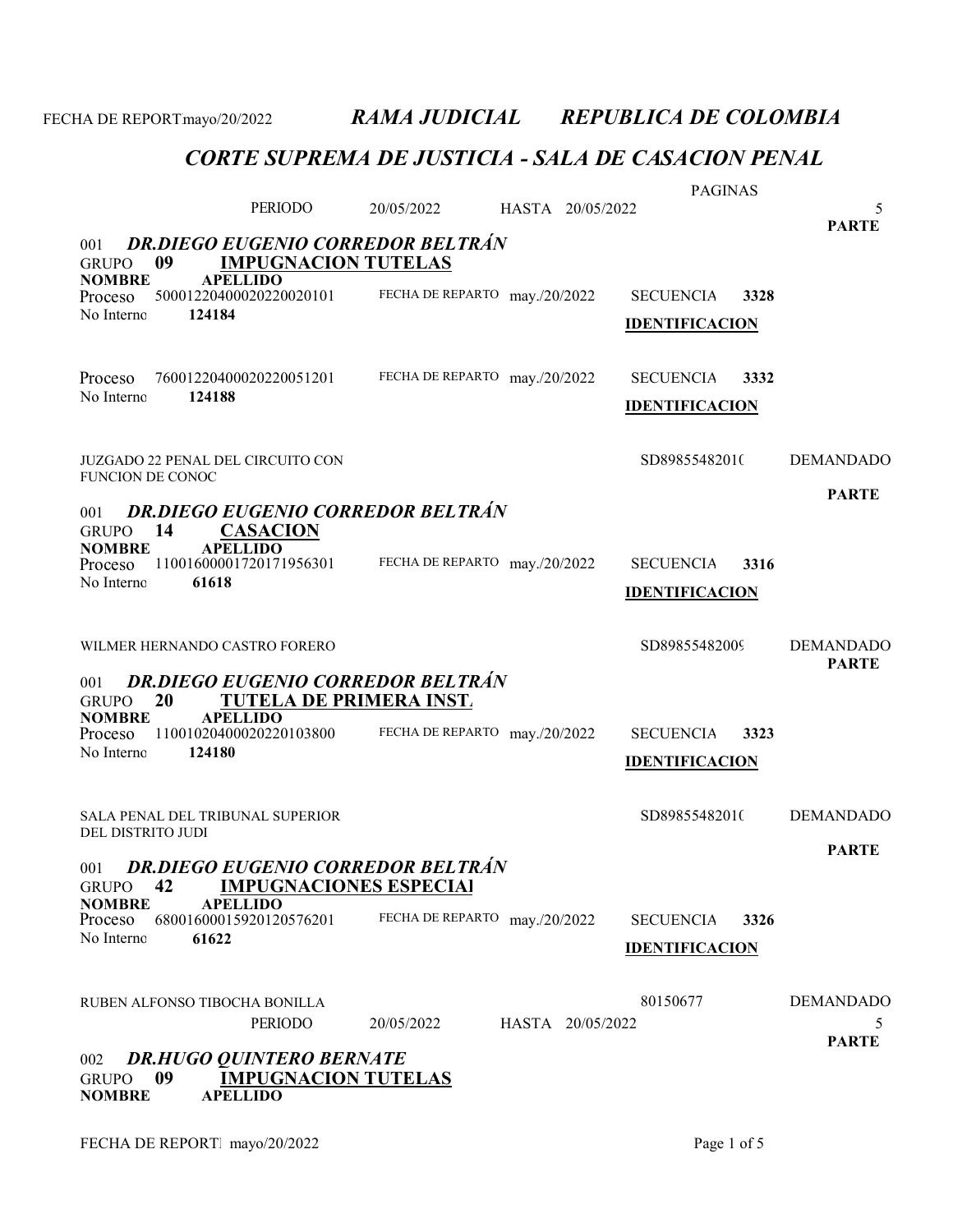FECHA DE REPORT mayo/20/2022

# *RAMA JUDICIAL REPUBLICA DE COLOMBIA*

## *CORTE SUPREMA DE JUSTICIA - SALA DE CASACION PENAL*

PERIODO 20/05/2022 HASTA 20/05/2022 PAGINAS 5

**PARTE**

001 ***DR.DIEGO EUGENIO CORREDOR BELTRÁN***
GRUPO **09** **IMPUGNACION TUTELAS**
**NOMBRE** **APELLIDO**

Proceso 50001220400020220020101 FECHA DE REPARTO may./20/2022 SECUENCIA **3328**
No Interno **124184** **IDENTIFICACION**

Proceso 76001220400020220051201 FECHA DE REPARTO may./20/2022 SECUENCIA **3332**
No Interno **124188** **IDENTIFICACION**

JUZGADO 22 PENAL DEL CIRCUITO CON FUNCION DE CONOC — SD8985548201( — DEMANDADO

**PARTE**

001 ***DR.DIEGO EUGENIO CORREDOR BELTRÁN***
GRUPO **14** **CASACION**
**NOMBRE** **APELLIDO**

Proceso 11001600001720171956301 FECHA DE REPARTO may./20/2022 SECUENCIA **3316**
No Interno **61618** **IDENTIFICACION**

WILMER HERNANDO CASTRO FORERO — SD8985548200( — DEMANDADO

**PARTE**

001 ***DR.DIEGO EUGENIO CORREDOR BELTRÁN***
GRUPO **20** **TUTELA DE PRIMERA INST.**
**NOMBRE** **APELLIDO**

Proceso 11001020400020220103800 FECHA DE REPARTO may./20/2022 SECUENCIA **3323**
No Interno **124180** **IDENTIFICACION**

SALA PENAL DEL TRIBUNAL SUPERIOR DEL DISTRITO JUDI — SD8985548201( — DEMANDADO

**PARTE**

001 ***DR.DIEGO EUGENIO CORREDOR BELTRÁN***
GRUPO **42** **IMPUGNACIONES ESPECIAI**
**NOMBRE** **APELLIDO**

Proceso 68001600015920120576201 FECHA DE REPARTO may./20/2022 SECUENCIA **3326**
No Interno **61622** **IDENTIFICACION**

RUBEN ALFONSO TIBOCHA BONILLA — 80150677 — DEMANDADO

PERIODO 20/05/2022 HASTA 20/05/2022 5

**PARTE**

002 ***DR.HUGO QUINTERO BERNATE***
GRUPO **09** **IMPUGNACION TUTELAS**
**NOMBRE** **APELLIDO**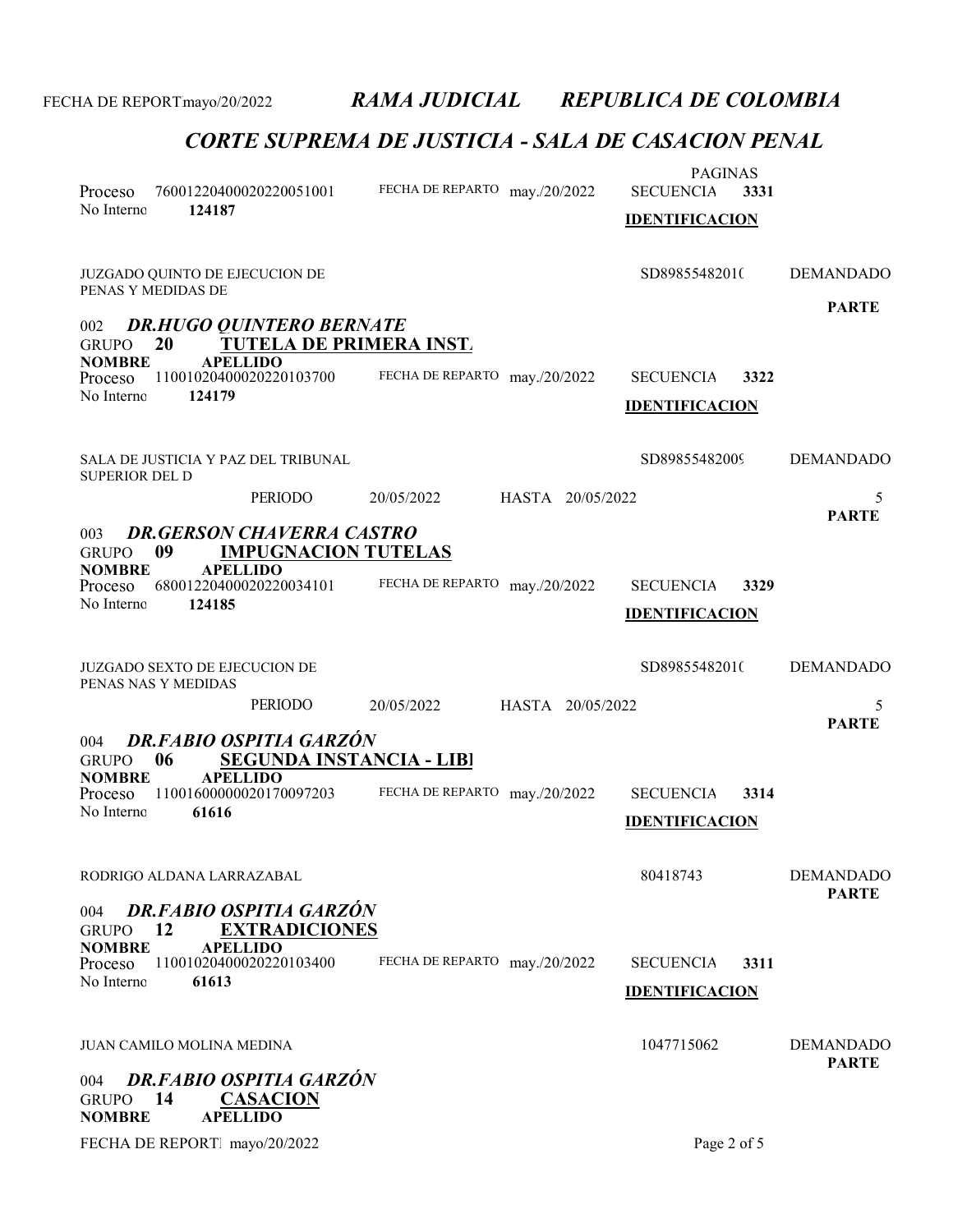## CORTE SUPREMA DE JUSTICIA - SALA DE CASACION PENAL

PAGINAS

Proceso 76001220400020220051001 FECHA DE REPARTO may./20/2022 SECUENCIA **3331**
No Interno **124187**

**IDENTIFICACION**

JUZGADO QUINTO DE EJECUCION DE PENAS Y MEDIDAS DE — SD89855482010 — DEMANDADO

**PARTE**

002 ***DR.HUGO QUINTERO BERNATE***
GRUPO **20** **TUTELA DE PRIMERA INST.**
**NOMBRE** **APELLIDO**

Proceso 11001020400020220103700 FECHA DE REPARTO may./20/2022 SECUENCIA **3322**
No Interno **124179**

**IDENTIFICACION**

SALA DE JUSTICIA Y PAZ DEL TRIBUNAL SUPERIOR DEL D — SD89855482009 — DEMANDADO

PERIODO 20/05/2022 HASTA 20/05/2022 5

**PARTE**

003 ***DR.GERSON CHAVERRA CASTRO***
GRUPO **09** **IMPUGNACION TUTELAS**
**NOMBRE** **APELLIDO**

Proceso 68001220400020220034101 FECHA DE REPARTO may./20/2022 SECUENCIA **3329**
No Interno **124185**

**IDENTIFICACION**

JUZGADO SEXTO DE EJECUCION DE PENAS NAS Y MEDIDAS — SD89855482010 — DEMANDADO

PERIODO 20/05/2022 HASTA 20/05/2022 5

**PARTE**

004 ***DR.FABIO OSPITIA GARZÓN***
GRUPO **06** **SEGUNDA INSTANCIA - LIB**
**NOMBRE** **APELLIDO**

Proceso 11001600000020170097203 FECHA DE REPARTO may./20/2022 SECUENCIA **3314**
No Interno **61616**

**IDENTIFICACION**

RODRIGO ALDANA LARRAZABAL — 80418743 — DEMANDADO

**PARTE**

004 ***DR.FABIO OSPITIA GARZÓN***
GRUPO **12** **EXTRADICIONES**
**NOMBRE** **APELLIDO**

Proceso 11001020400020220103400 FECHA DE REPARTO may./20/2022 SECUENCIA **3311**
No Interno **61613**

**IDENTIFICACION**

JUAN CAMILO MOLINA MEDINA — 1047715062 — DEMANDADO

**PARTE**

004 ***DR.FABIO OSPITIA GARZÓN***
GRUPO **14** **CASACION**
**NOMBRE** **APELLIDO**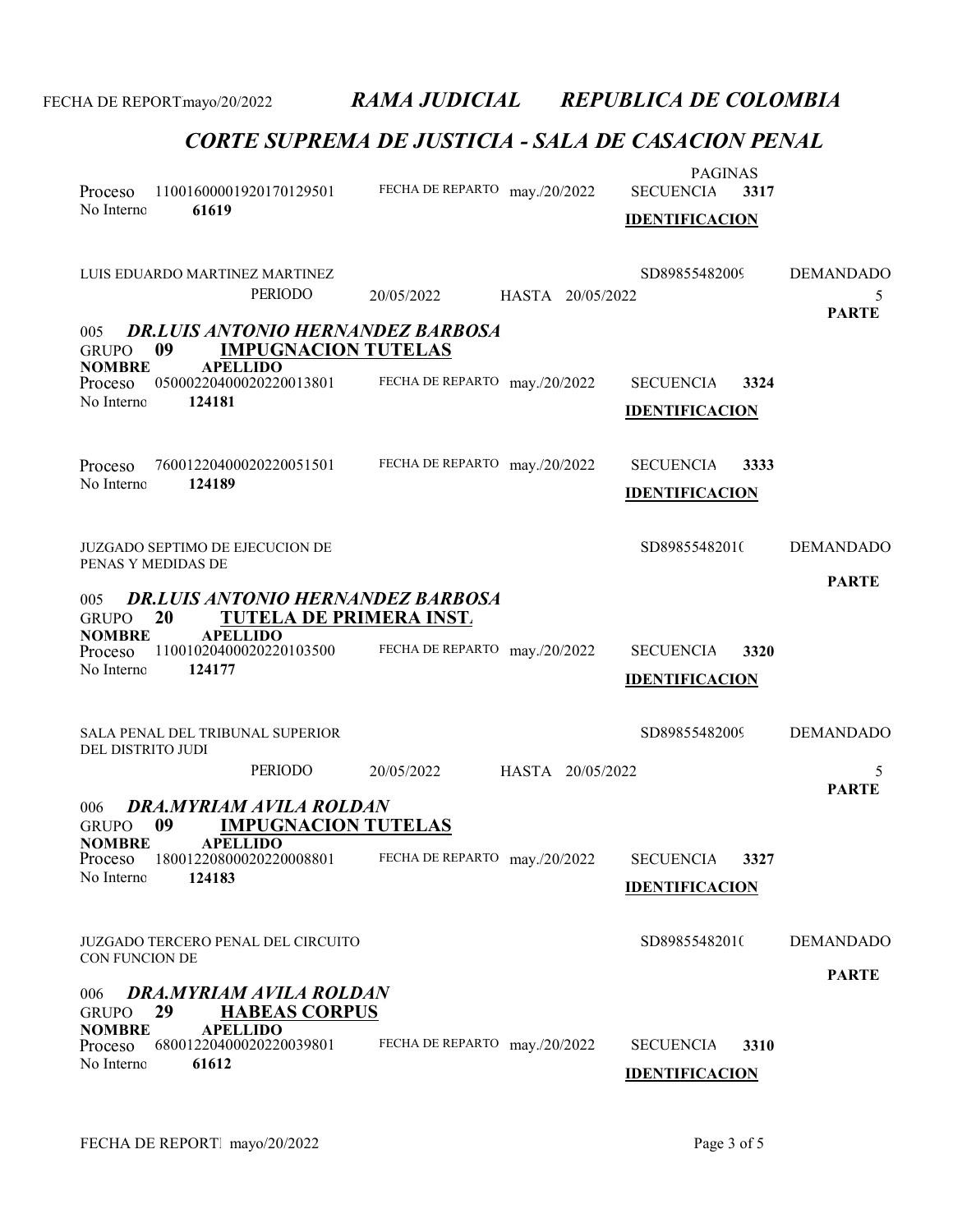## *CORTE SUPREMA DE JUSTICIA - SALA DE CASACION PENAL*

PAGINAS

Proceso 11001600001920170129501 FECHA DE REPARTO may./20/2022 SECUENCIA **3317**

No Interno **61619** **IDENTIFICACION**

LUIS EDUARDO MARTINEZ MARTINEZ SD89855482009 DEMANDADO

PERIODO 20/05/2022 HASTA 20/05/2022 5

**PARTE**

### 005 *DR.LUIS ANTONIO HERNANDEZ BARBOSA*

GRUPO **09** **IMPUGNACION TUTELAS**

**NOMBRE** **APELLIDO**

Proceso 05000220400020220013801 FECHA DE REPARTO may./20/2022 SECUENCIA **3324**

No Interno **124181** **IDENTIFICACION**

Proceso 76001220400020220051501 FECHA DE REPARTO may./20/2022 SECUENCIA **3333**

No Interno **124189** **IDENTIFICACION**

JUZGADO SEPTIMO DE EJECUCION DE PENAS Y MEDIDAS DE SD89855482010 DEMANDADO

**PARTE**

### 005 *DR.LUIS ANTONIO HERNANDEZ BARBOSA*

GRUPO **20** **TUTELA DE PRIMERA INST.**

**NOMBRE** **APELLIDO**

Proceso 11001020400020220103500 FECHA DE REPARTO may./20/2022 SECUENCIA **3320**

No Interno **124177** **IDENTIFICACION**

SALA PENAL DEL TRIBUNAL SUPERIOR DEL DISTRITO JUDI SD89855482009 DEMANDADO

PERIODO 20/05/2022 HASTA 20/05/2022 5

**PARTE**

### 006 *DRA.MYRIAM AVILA ROLDAN*

GRUPO **09** **IMPUGNACION TUTELAS**

**NOMBRE** **APELLIDO**

Proceso 18001220800020220008801 FECHA DE REPARTO may./20/2022 SECUENCIA **3327**

No Interno **124183** **IDENTIFICACION**

JUZGADO TERCERO PENAL DEL CIRCUITO CON FUNCION DE SD89855482010 DEMANDADO

**PARTE**

### 006 *DRA.MYRIAM AVILA ROLDAN*

GRUPO **29** **HABEAS CORPUS**

**NOMBRE** **APELLIDO**

Proceso 68001220400020220039801 FECHA DE REPARTO may./20/2022 SECUENCIA **3310**

No Interno **61612** **IDENTIFICACION**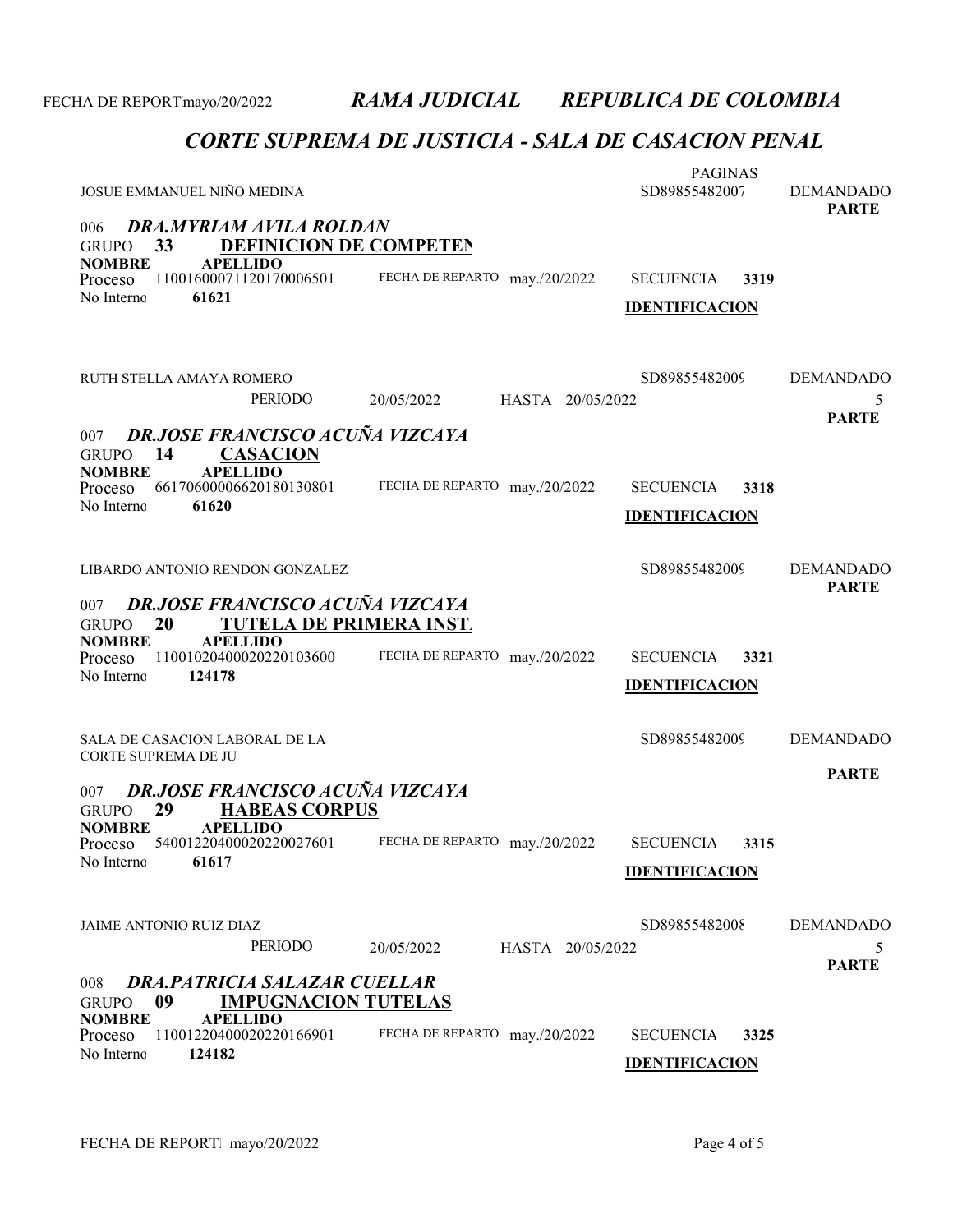*RAMA JUDICIAL* *REPUBLICA DE COLOMBIA*

## *CORTE SUPREMA DE JUSTICIA - SALA DE CASACION PENAL*

PAGINAS

JOSUE EMMANUEL NIÑO MEDINA — SD89855482007 — DEMANDADO

**PARTE**

006 ***DRA.MYRIAM AVILA ROLDAN***
GRUPO **33** **DEFINICION DE COMPETEN**
**NOMBRE** **APELLIDO**
Proceso 11001600071120170006501 — FECHA DE REPARTO may./20/2022 — SECUENCIA **3319**
No Interno **61621** — **IDENTIFICACION**

RUTH STELLA AMAYA ROMERO — SD89855482009 — DEMANDADO
PERIODO 20/05/2022 HASTA 20/05/2022 — 5

**PARTE**

007 ***DR.JOSE FRANCISCO ACUÑA VIZCAYA***
GRUPO **14** **CASACION**
**NOMBRE** **APELLIDO**
Proceso 66170600006620180130801 — FECHA DE REPARTO may./20/2022 — SECUENCIA **3318**
No Interno **61620** — **IDENTIFICACION**

LIBARDO ANTONIO RENDON GONZALEZ — SD89855482009 — DEMANDADO

**PARTE**

007 ***DR.JOSE FRANCISCO ACUÑA VIZCAYA***
GRUPO **20** **TUTELA DE PRIMERA INST.**
**NOMBRE** **APELLIDO**
Proceso 11001020400020220103600 — FECHA DE REPARTO may./20/2022 — SECUENCIA **3321**
No Interno **124178** — **IDENTIFICACION**

SALA DE CASACION LABORAL DE LA CORTE SUPREMA DE JU — SD89855482009 — DEMANDADO

**PARTE**

007 ***DR.JOSE FRANCISCO ACUÑA VIZCAYA***
GRUPO **29** **HABEAS CORPUS**
**NOMBRE** **APELLIDO**
Proceso 54001220400020220027601 — FECHA DE REPARTO may./20/2022 — SECUENCIA **3315**
No Interno **61617** — **IDENTIFICACION**

JAIME ANTONIO RUIZ DIAZ — SD89855482008 — DEMANDADO
PERIODO 20/05/2022 HASTA 20/05/2022 — 5

**PARTE**

008 ***DRA.PATRICIA SALAZAR CUELLAR***
GRUPO **09** **IMPUGNACION TUTELAS**
**NOMBRE** **APELLIDO**
Proceso 11001220400020220166901 — FECHA DE REPARTO may./20/2022 — SECUENCIA **3325**
No Interno **124182** — **IDENTIFICACION**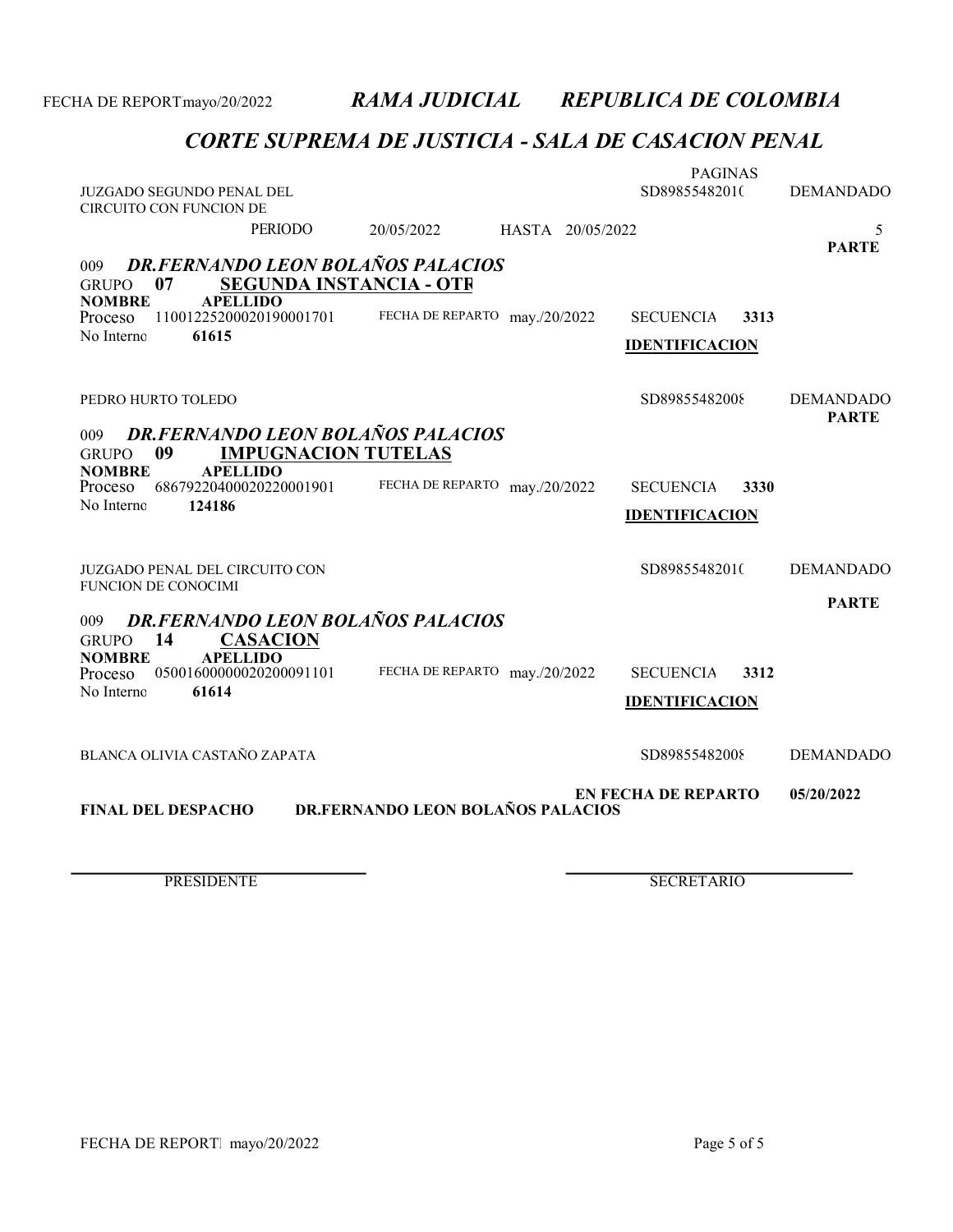FECHA DE REPORTmayo/20/2022 *RAMA JUDICIAL* *REPUBLICA DE COLOMBIA*

## *CORTE SUPREMA DE JUSTICIA - SALA DE CASACION PENAL*

| | | | | | PAGINAS |
|---|---|---|---|---|---|
| JUZGADO SEGUNDO PENAL DEL CIRCUITO CON FUNCION DE | | | | SD8985548201( | DEMANDADO |
| PERIODO | 20/05/2022 | HASTA 20/05/2022 | | | 5 |
| | | | | | **PARTE** |

009 ***DR.FERNANDO LEON BOLAÑOS PALACIOS***

GRUPO **07** **SEGUNDA INSTANCIA - OTI**

**NOMBRE** **APELLIDO**

Proceso 11001225200020190001701 FECHA DE REPARTO may./20/2022 SECUENCIA **3313**

No Interno **61615** **IDENTIFICACION**

PEDRO HURTO TOLEDO SD8985548200( DEMANDADO **PARTE**

009 ***DR.FERNANDO LEON BOLAÑOS PALACIOS***

GRUPO **09** **IMPUGNACION TUTELAS**

**NOMBRE** **APELLIDO**

Proceso 68679220400020220001901 FECHA DE REPARTO may./20/2022 SECUENCIA **3330**

No Interno **124186** **IDENTIFICACION**

JUZGADO PENAL DEL CIRCUITO CON FUNCION DE CONOCIMI SD8985548201( DEMANDADO **PARTE**

009 ***DR.FERNANDO LEON BOLAÑOS PALACIOS***

GRUPO **14** **CASACION**

**NOMBRE** **APELLIDO**

Proceso 05001600000020200091101 FECHA DE REPARTO may./20/2022 SECUENCIA **3312**

No Interno **61614** **IDENTIFICACION**

BLANCA OLIVIA CASTAÑO ZAPATA SD8985548200( DEMANDADO

**FINAL DEL DESPACHO** **DR.FERNANDO LEON BOLAÑOS PALACIOS** **EN FECHA DE REPARTO** **05/20/2022**

PRESIDENTE SECRETARIO